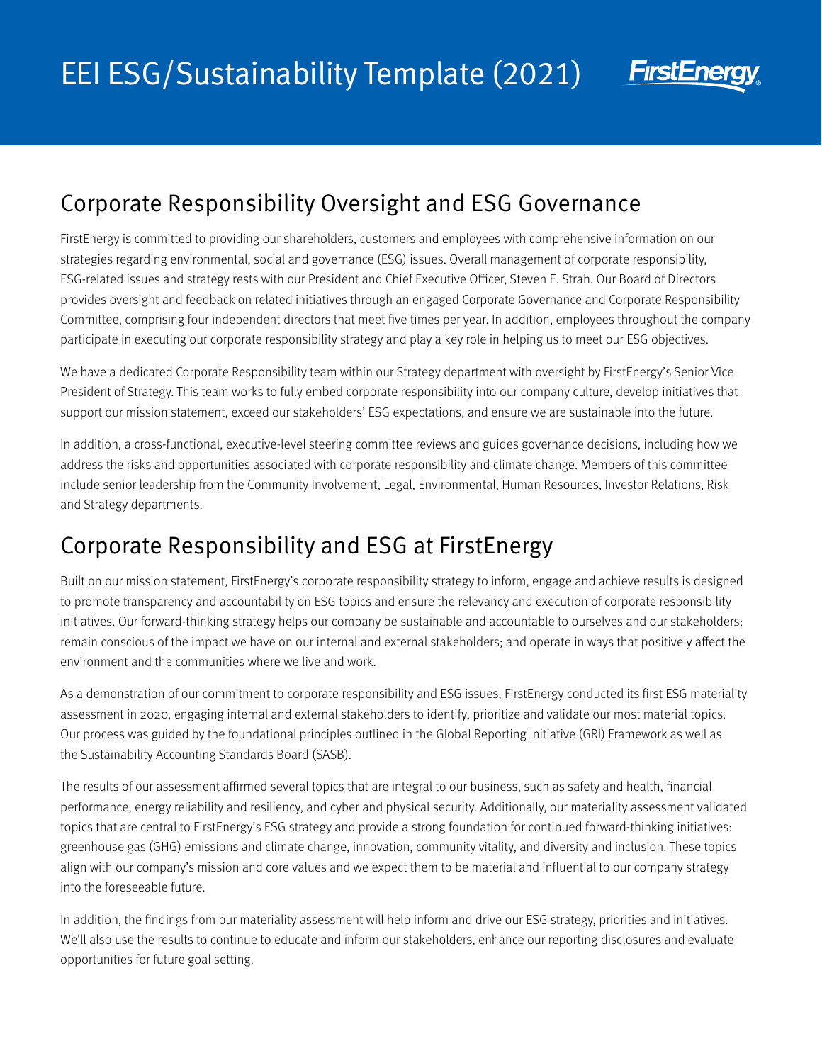# EEI ESG/Sustainability Template (2021)

FirstEnergy

## Corporate Responsibility Oversight and ESG Governance

FirstEnergy is committed to providing our shareholders, customers and employees with comprehensive information on our strategies regarding environmental, social and governance (ESG) issues. Overall management of corporate responsibility, ESG-related issues and strategy rests with our President and Chief Executive Officer, Steven E. Strah. Our Board of Directors provides oversight and feedback on related initiatives through an engaged Corporate Governance and Corporate Responsibility Committee, comprising four independent directors that meet five times per year. In addition, employees throughout the company participate in executing our corporate responsibility strategy and play a key role in helping us to meet our ESG objectives.

We have a dedicated Corporate Responsibility team within our Strategy department with oversight by FirstEnergy's Senior Vice President of Strategy. This team works to fully embed corporate responsibility into our company culture, develop initiatives that support our mission statement, exceed our stakeholders' ESG expectations, and ensure we are sustainable into the future.

In addition, a cross-functional, executive-level steering committee reviews and guides governance decisions, including how we address the risks and opportunities associated with corporate responsibility and climate change. Members of this committee include senior leadership from the Community Involvement, Legal, Environmental, Human Resources, Investor Relations, Risk and Strategy departments.

## Corporate Responsibility and ESG at FirstEnergy

Built on our mission statement, FirstEnergy's corporate responsibility strategy to inform, engage and achieve results is designed to promote transparency and accountability on ESG topics and ensure the relevancy and execution of corporate responsibility initiatives. Our forward-thinking strategy helps our company be sustainable and accountable to ourselves and our stakeholders; remain conscious of the impact we have on our internal and external stakeholders; and operate in ways that positively affect the environment and the communities where we live and work.

As a demonstration of our commitment to corporate responsibility and ESG issues, FirstEnergy conducted its first ESG materiality assessment in 2020, engaging internal and external stakeholders to identify, prioritize and validate our most material topics. Our process was guided by the foundational principles outlined in the Global Reporting Initiative (GRI) Framework as well as the Sustainability Accounting Standards Board (SASB).

The results of our assessment affirmed several topics that are integral to our business, such as safety and health, financial performance, energy reliability and resiliency, and cyber and physical security. Additionally, our materiality assessment validated topics that are central to FirstEnergy's ESG strategy and provide a strong foundation for continued forward-thinking initiatives: greenhouse gas (GHG) emissions and climate change, innovation, community vitality, and diversity and inclusion. These topics align with our company's mission and core values and we expect them to be material and influential to our company strategy into the foreseeable future.

In addition, the findings from our materiality assessment will help inform and drive our ESG strategy, priorities and initiatives. We'll also use the results to continue to educate and inform our stakeholders, enhance our reporting disclosures and evaluate opportunities for future goal setting.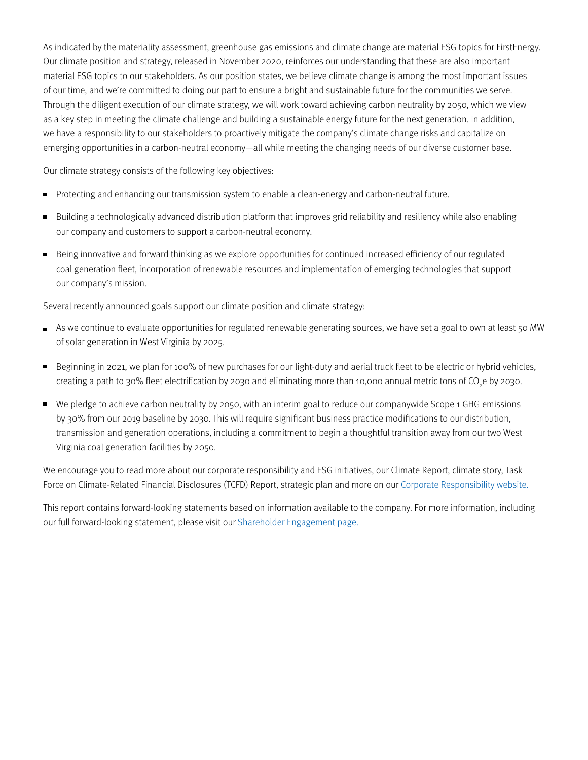As indicated by the materiality assessment, greenhouse gas emissions and climate change are material ESG topics for FirstEnergy. Our climate position and strategy, released in November 2020, reinforces our understanding that these are also important material ESG topics to our stakeholders. As our position states, we believe climate change is among the most important issues of our time, and we're committed to doing our part to ensure a bright and sustainable future for the communities we serve. Through the diligent execution of our climate strategy, we will work toward achieving carbon neutrality by 2050, which we view as a key step in meeting the climate challenge and building a sustainable energy future for the next generation. In addition, we have a responsibility to our stakeholders to proactively mitigate the company's climate change risks and capitalize on emerging opportunities in a carbon-neutral economy—all while meeting the changing needs of our diverse customer base.

Our climate strategy consists of the following key objectives:

- Protecting and enhancing our transmission system to enable a clean-energy and carbon-neutral future.
- Building a technologically advanced distribution platform that improves grid reliability and resiliency while also enabling our company and customers to support a carbon-neutral economy.
- Being innovative and forward thinking as we explore opportunities for continued increased efficiency of our regulated coal generation fleet, incorporation of renewable resources and implementation of emerging technologies that support our company's mission.

Several recently announced goals support our climate position and climate strategy:

- As we continue to evaluate opportunities for regulated renewable generating sources, we have set a goal to own at least 50 MW of solar generation in West Virginia by 2025.
- Beginning in 2021, we plan for 100% of new purchases for our light-duty and aerial truck fleet to be electric or hybrid vehicles, creating a path to 30% fleet electrification by 2030 and eliminating more than 10,000 annual metric tons of $CO_2e$ by 2030.
- We pledge to achieve carbon neutrality by 2050, with an interim goal to reduce our companywide Scope 1 GHG emissions by 30% from our 2019 baseline by 2030. This will require significant business practice modifications to our distribution, transmission and generation operations, including a commitment to begin a thoughtful transition away from our two West Virginia coal generation facilities by 2050.

We encourage you to read more about our corporate responsibility and ESG initiatives, our Climate Report, climate story, Task Force on Climate-Related Financial Disclosures (TCFD) Report, strategic plan and more on our Corporate Responsibility website.

This report contains forward-looking statements based on information available to the company. For more information, including our full forward-looking statement, please visit our Shareholder Engagement page.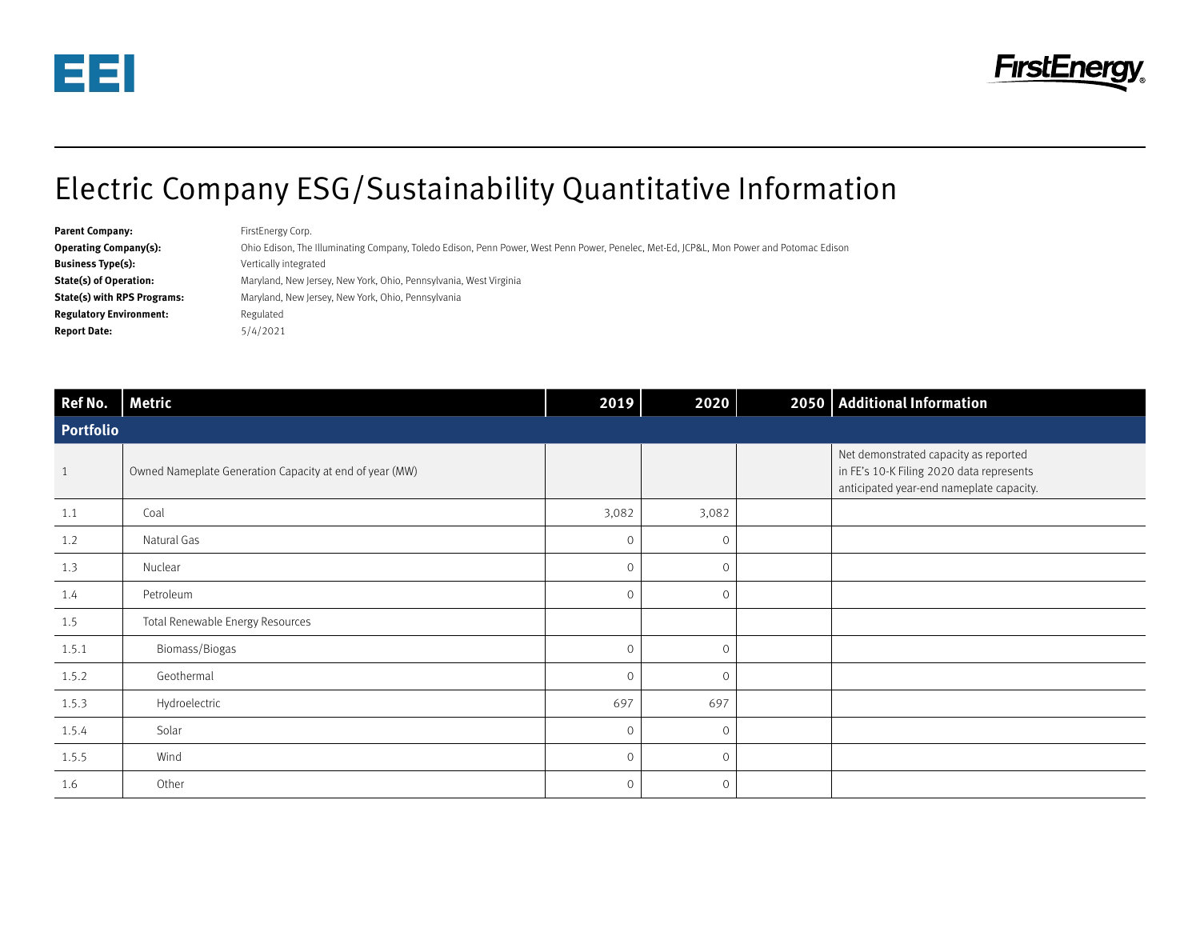# Electric Company ESG/Sustainability Quantitative Information

**Parent Company:** FirstEnergy Corp.
**Operating Company(s):** Ohio Edison, The Illuminating Company, Toledo Edison, Penn Power, West Penn Power, Penelec, Met-Ed, JCP&L, Mon Power and Potomac Edison
**Business Type(s):** Vertically integrated
**State(s) of Operation:** Maryland, New Jersey, New York, Ohio, Pennsylvania, West Virginia
**State(s) with RPS Programs:** Maryland, New Jersey, New York, Ohio, Pennsylvania
**Regulatory Environment:** Regulated
**Report Date:** 5/4/2021

| Ref No. | Metric | 2019 | 2020 | 2050 | Additional Information |
|---|---|---|---|---|---|
| **Portfolio** | | | | | |
| 1 | Owned Nameplate Generation Capacity at end of year (MW) | | | | Net demonstrated capacity as reported in FE's 10-K Filing 2020 data represents anticipated year-end nameplate capacity. |
| 1.1 | Coal | 3,082 | 3,082 | | |
| 1.2 | Natural Gas | 0 | 0 | | |
| 1.3 | Nuclear | 0 | 0 | | |
| 1.4 | Petroleum | 0 | 0 | | |
| 1.5 | Total Renewable Energy Resources | | | | |
| 1.5.1 | Biomass/Biogas | 0 | 0 | | |
| 1.5.2 | Geothermal | 0 | 0 | | |
| 1.5.3 | Hydroelectric | 697 | 697 | | |
| 1.5.4 | Solar | 0 | 0 | | |
| 1.5.5 | Wind | 0 | 0 | | |
| 1.6 | Other | 0 | 0 | | |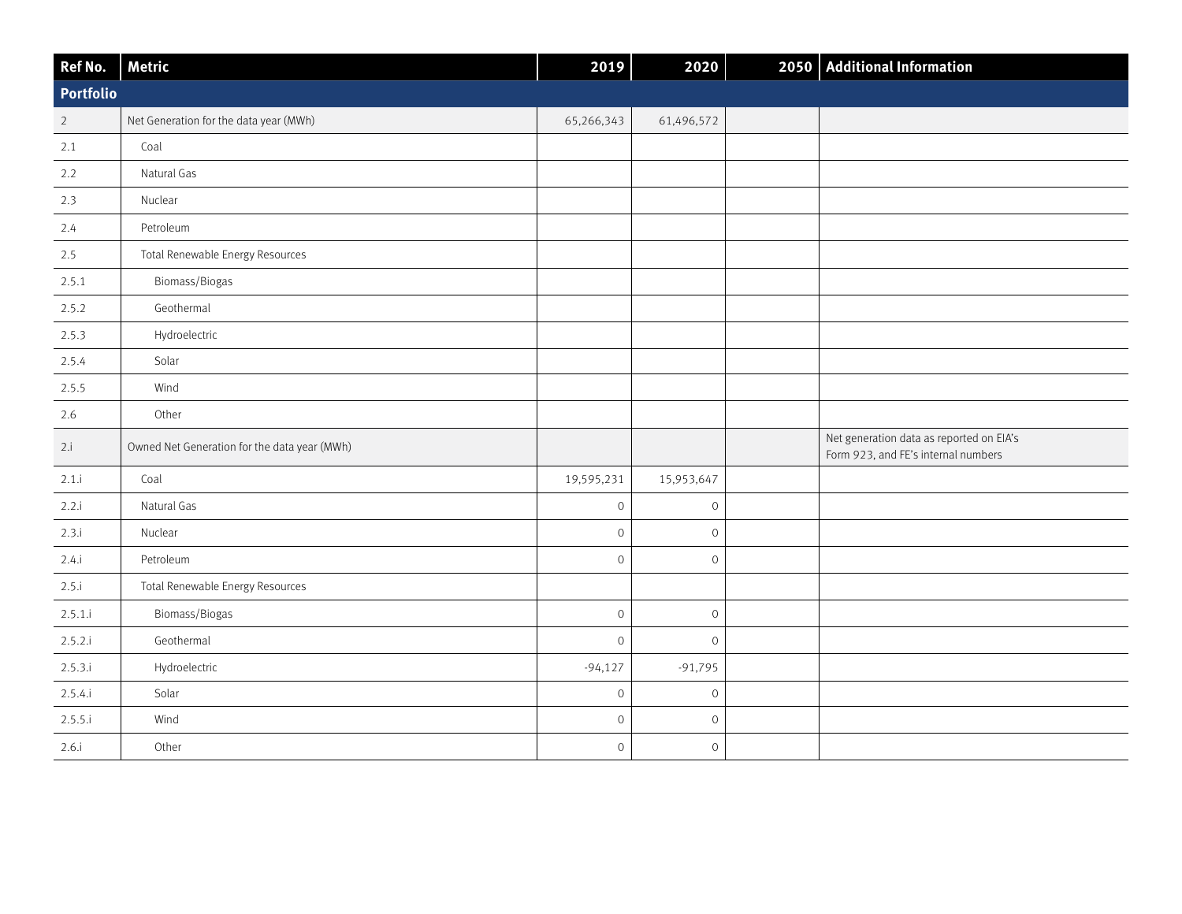| Ref No. | Metric | 2019 | 2020 | 2050 | Additional Information |
|---|---|---|---|---|---|
| **Portfolio** | | | | | |
| 2 | Net Generation for the data year (MWh) | 65,266,343 | 61,496,572 | | |
| 2.1 | Coal | | | | |
| 2.2 | Natural Gas | | | | |
| 2.3 | Nuclear | | | | |
| 2.4 | Petroleum | | | | |
| 2.5 | Total Renewable Energy Resources | | | | |
| 2.5.1 | Biomass/Biogas | | | | |
| 2.5.2 | Geothermal | | | | |
| 2.5.3 | Hydroelectric | | | | |
| 2.5.4 | Solar | | | | |
| 2.5.5 | Wind | | | | |
| 2.6 | Other | | | | |
| 2.i | Owned Net Generation for the data year (MWh) | | | | Net generation data as reported on EIA's Form 923, and FE's internal numbers |
| 2.1.i | Coal | 19,595,231 | 15,953,647 | | |
| 2.2.i | Natural Gas | 0 | 0 | | |
| 2.3.i | Nuclear | 0 | 0 | | |
| 2.4.i | Petroleum | 0 | 0 | | |
| 2.5.i | Total Renewable Energy Resources | | | | |
| 2.5.1.i | Biomass/Biogas | 0 | 0 | | |
| 2.5.2.i | Geothermal | 0 | 0 | | |
| 2.5.3.i | Hydroelectric | -94,127 | -91,795 | | |
| 2.5.4.i | Solar | 0 | 0 | | |
| 2.5.5.i | Wind | 0 | 0 | | |
| 2.6.i | Other | 0 | 0 | | |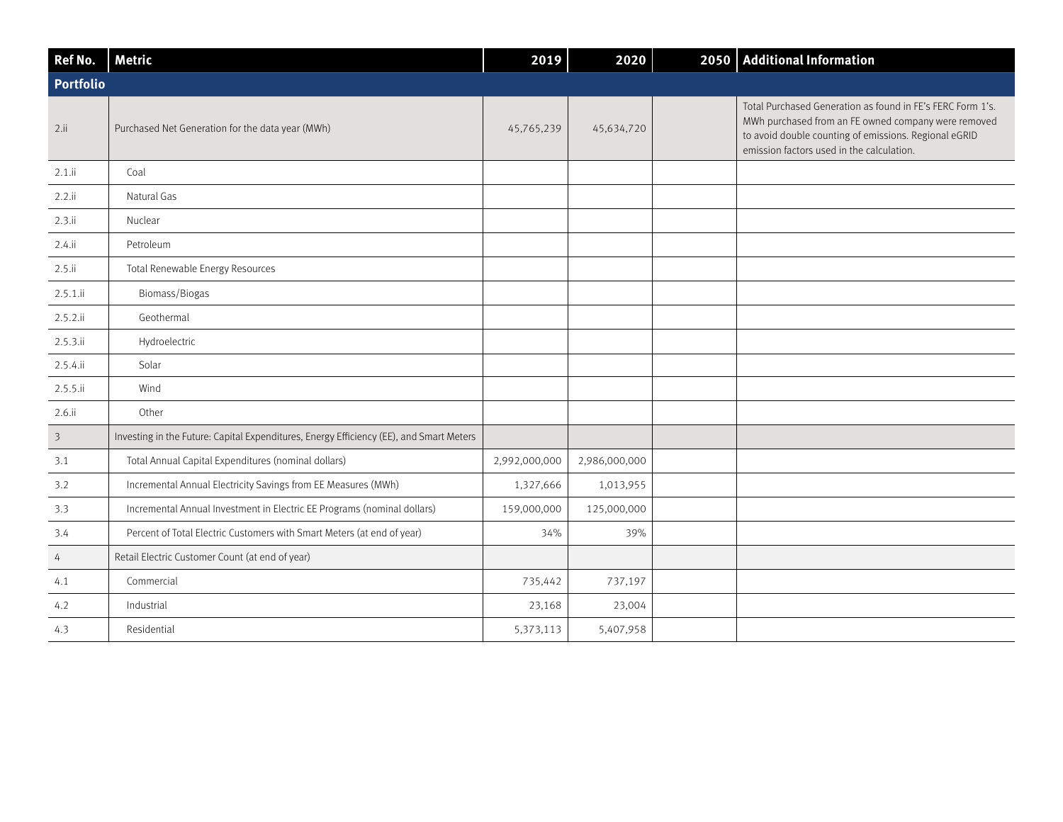| Ref No. | Metric | 2019 | 2020 | 2050 | Additional Information |
|---|---|---|---|---|---|
| **Portfolio** | | | | | |
| 2.ii | Purchased Net Generation for the data year (MWh) | 45,765,239 | 45,634,720 | | Total Purchased Generation as found in FE's FERC Form 1's. MWh purchased from an FE owned company were removed to avoid double counting of emissions. Regional eGRID emission factors used in the calculation. |
| 2.1.ii | Coal | | | | |
| 2.2.ii | Natural Gas | | | | |
| 2.3.ii | Nuclear | | | | |
| 2.4.ii | Petroleum | | | | |
| 2.5.ii | Total Renewable Energy Resources | | | | |
| 2.5.1.ii | Biomass/Biogas | | | | |
| 2.5.2.ii | Geothermal | | | | |
| 2.5.3.ii | Hydroelectric | | | | |
| 2.5.4.ii | Solar | | | | |
| 2.5.5.ii | Wind | | | | |
| 2.6.ii | Other | | | | |
| 3 | Investing in the Future: Capital Expenditures, Energy Efficiency (EE), and Smart Meters | | | | |
| 3.1 | Total Annual Capital Expenditures (nominal dollars) | 2,992,000,000 | 2,986,000,000 | | |
| 3.2 | Incremental Annual Electricity Savings from EE Measures (MWh) | 1,327,666 | 1,013,955 | | |
| 3.3 | Incremental Annual Investment in Electric EE Programs (nominal dollars) | 159,000,000 | 125,000,000 | | |
| 3.4 | Percent of Total Electric Customers with Smart Meters (at end of year) | 34% | 39% | | |
| 4 | Retail Electric Customer Count (at end of year) | | | | |
| 4.1 | Commercial | 735,442 | 737,197 | | |
| 4.2 | Industrial | 23,168 | 23,004 | | |
| 4.3 | Residential | 5,373,113 | 5,407,958 | | |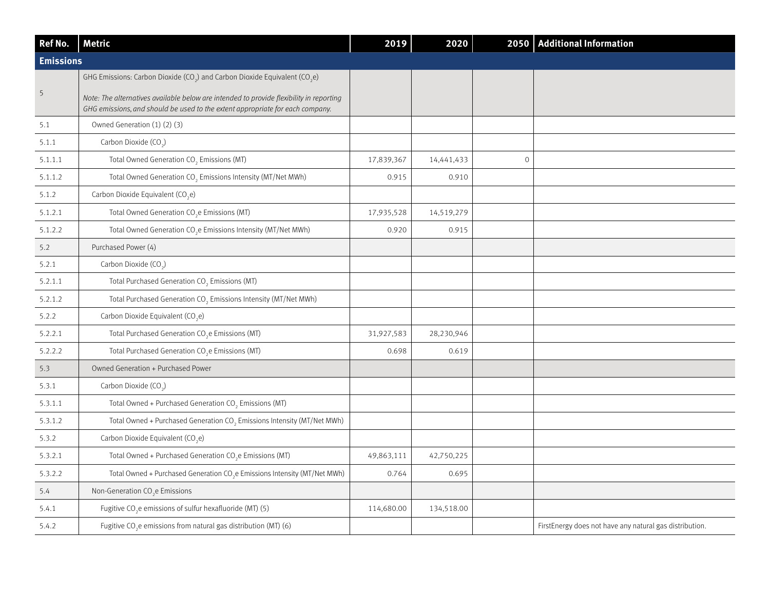| Ref No. | Metric | 2019 | 2020 | 2050 | Additional Information |
|---|---|---|---|---|---|
| **Emissions** | | | | | |
| 5 | GHG Emissions: Carbon Dioxide ($CO_2$) and Carbon Dioxide Equivalent ($CO_2e$)<br>*Note: The alternatives available below are intended to provide flexibility in reporting GHG emissions, and should be used to the extent appropriate for each company.* | | | | |
| 5.1 | Owned Generation (1) (2) (3) | | | | |
| 5.1.1 | Carbon Dioxide ($CO_2$) | | | | |
| 5.1.1.1 | Total Owned Generation $CO_2$ Emissions (MT) | 17,839,367 | 14,441,433 | 0 | |
| 5.1.1.2 | Total Owned Generation $CO_2$ Emissions Intensity (MT/Net MWh) | 0.915 | 0.910 | | |
| 5.1.2 | Carbon Dioxide Equivalent ($CO_2e$) | | | | |
| 5.1.2.1 | Total Owned Generation $CO_2e$ Emissions (MT) | 17,935,528 | 14,519,279 | | |
| 5.1.2.2 | Total Owned Generation $CO_2e$ Emissions Intensity (MT/Net MWh) | 0.920 | 0.915 | | |
| 5.2 | Purchased Power (4) | | | | |
| 5.2.1 | Carbon Dioxide ($CO_2$) | | | | |
| 5.2.1.1 | Total Purchased Generation $CO_2$ Emissions (MT) | | | | |
| 5.2.1.2 | Total Purchased Generation $CO_2$ Emissions Intensity (MT/Net MWh) | | | | |
| 5.2.2 | Carbon Dioxide Equivalent ($CO_2e$) | | | | |
| 5.2.2.1 | Total Purchased Generation $CO_2e$ Emissions (MT) | 31,927,583 | 28,230,946 | | |
| 5.2.2.2 | Total Purchased Generation $CO_2e$ Emissions (MT) | 0.698 | 0.619 | | |
| 5.3 | Owned Generation + Purchased Power | | | | |
| 5.3.1 | Carbon Dioxide ($CO_2$) | | | | |
| 5.3.1.1 | Total Owned + Purchased Generation $CO_2$ Emissions (MT) | | | | |
| 5.3.1.2 | Total Owned + Purchased Generation $CO_2$ Emissions Intensity (MT/Net MWh) | | | | |
| 5.3.2 | Carbon Dioxide Equivalent ($CO_2e$) | | | | |
| 5.3.2.1 | Total Owned + Purchased Generation $CO_2e$ Emissions (MT) | 49,863,111 | 42,750,225 | | |
| 5.3.2.2 | Total Owned + Purchased Generation $CO_2e$ Emissions Intensity (MT/Net MWh) | 0.764 | 0.695 | | |
| 5.4 | Non-Generation $CO_2e$ Emissions | | | | |
| 5.4.1 | Fugitive $CO_2e$ emissions of sulfur hexafluoride (MT) (5) | 114,680.00 | 134,518.00 | | |
| 5.4.2 | Fugitive $CO_2e$ emissions from natural gas distribution (MT) (6) | | | | FirstEnergy does not have any natural gas distribution. |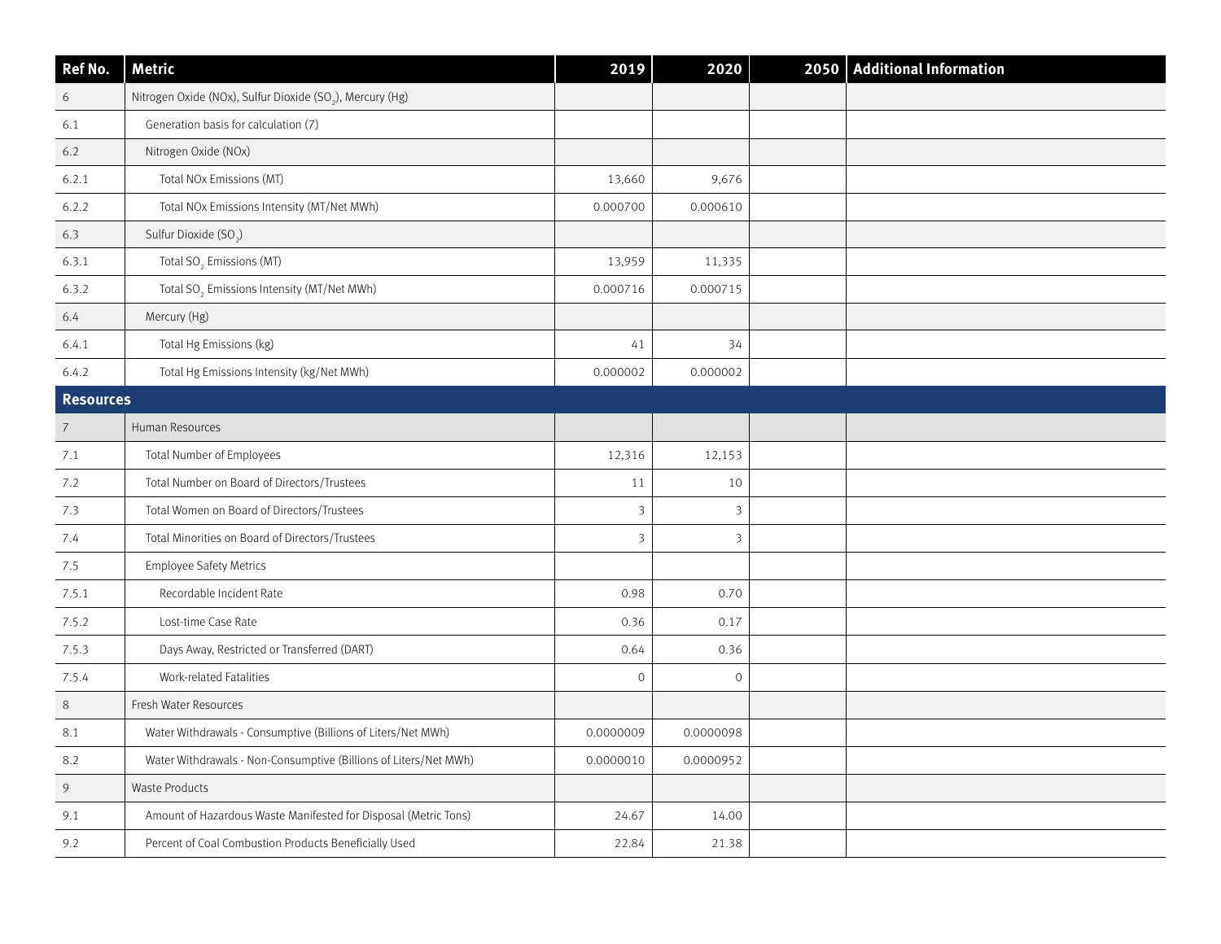| Ref No. | Metric | 2019 | 2020 | 2050 | Additional Information |
|---|---|---|---|---|---|
| 6 | Nitrogen Oxide (NOx), Sulfur Dioxide ($SO_2$), Mercury (Hg) | | | | |
| 6.1 | Generation basis for calculation (7) | | | | |
| 6.2 | Nitrogen Oxide (NOx) | | | | |
| 6.2.1 | Total NOx Emissions (MT) | 13,660 | 9,676 | | |
| 6.2.2 | Total NOx Emissions Intensity (MT/Net MWh) | 0.000700 | 0.000610 | | |
| 6.3 | Sulfur Dioxide ($SO_2$) | | | | |
| 6.3.1 | Total $SO_2$ Emissions (MT) | 13,959 | 11,335 | | |
| 6.3.2 | Total $SO_2$ Emissions Intensity (MT/Net MWh) | 0.000716 | 0.000715 | | |
| 6.4 | Mercury (Hg) | | | | |
| 6.4.1 | Total Hg Emissions (kg) | 41 | 34 | | |
| 6.4.2 | Total Hg Emissions Intensity (kg/Net MWh) | 0.000002 | 0.000002 | | |
| **Resources** | | | | | |
| 7 | Human Resources | | | | |
| 7.1 | Total Number of Employees | 12,316 | 12,153 | | |
| 7.2 | Total Number on Board of Directors/Trustees | 11 | 10 | | |
| 7.3 | Total Women on Board of Directors/Trustees | 3 | 3 | | |
| 7.4 | Total Minorities on Board of Directors/Trustees | 3 | 3 | | |
| 7.5 | Employee Safety Metrics | | | | |
| 7.5.1 | Recordable Incident Rate | 0.98 | 0.70 | | |
| 7.5.2 | Lost-time Case Rate | 0.36 | 0.17 | | |
| 7.5.3 | Days Away, Restricted or Transferred (DART) | 0.64 | 0.36 | | |
| 7.5.4 | Work-related Fatalities | 0 | 0 | | |
| 8 | Fresh Water Resources | | | | |
| 8.1 | Water Withdrawals - Consumptive (Billions of Liters/Net MWh) | 0.0000009 | 0.0000098 | | |
| 8.2 | Water Withdrawals - Non-Consumptive (Billions of Liters/Net MWh) | 0.0000010 | 0.0000952 | | |
| 9 | Waste Products | | | | |
| 9.1 | Amount of Hazardous Waste Manifested for Disposal (Metric Tons) | 24.67 | 14.00 | | |
| 9.2 | Percent of Coal Combustion Products Beneficially Used | 22.84 | 21.38 | | |